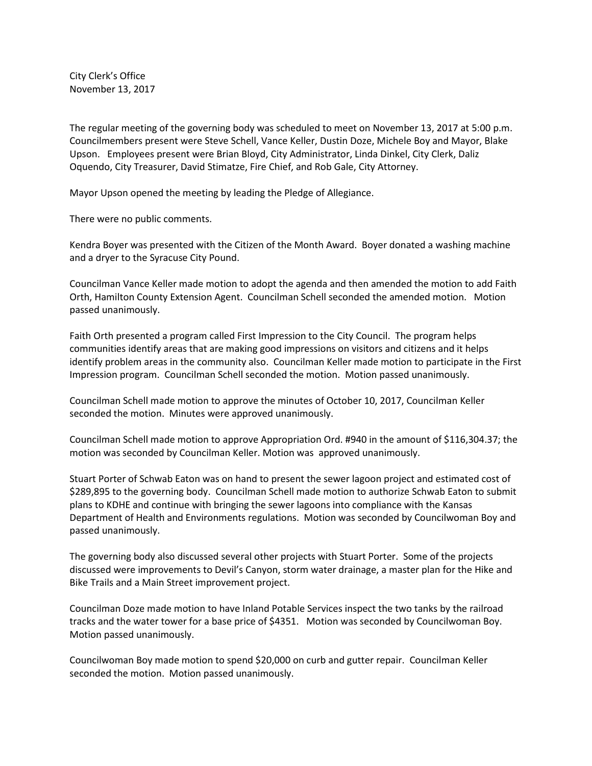City Clerk's Office
November 13, 2017

The regular meeting of the governing body was scheduled to meet on November 13, 2017 at 5:00 p.m. Councilmembers present were Steve Schell, Vance Keller, Dustin Doze, Michele Boy and Mayor, Blake Upson. Employees present were Brian Bloyd, City Administrator, Linda Dinkel, City Clerk, Daliz Oquendo, City Treasurer, David Stimatze, Fire Chief, and Rob Gale, City Attorney.

Mayor Upson opened the meeting by leading the Pledge of Allegiance.

There were no public comments.

Kendra Boyer was presented with the Citizen of the Month Award. Boyer donated a washing machine and a dryer to the Syracuse City Pound.

Councilman Vance Keller made motion to adopt the agenda and then amended the motion to add Faith Orth, Hamilton County Extension Agent. Councilman Schell seconded the amended motion. Motion passed unanimously.

Faith Orth presented a program called First Impression to the City Council. The program helps communities identify areas that are making good impressions on visitors and citizens and it helps identify problem areas in the community also. Councilman Keller made motion to participate in the First Impression program. Councilman Schell seconded the motion. Motion passed unanimously.

Councilman Schell made motion to approve the minutes of October 10, 2017, Councilman Keller seconded the motion. Minutes were approved unanimously.

Councilman Schell made motion to approve Appropriation Ord. #940 in the amount of $116,304.37; the motion was seconded by Councilman Keller. Motion was approved unanimously.

Stuart Porter of Schwab Eaton was on hand to present the sewer lagoon project and estimated cost of $289,895 to the governing body. Councilman Schell made motion to authorize Schwab Eaton to submit plans to KDHE and continue with bringing the sewer lagoons into compliance with the Kansas Department of Health and Environments regulations. Motion was seconded by Councilwoman Boy and passed unanimously.

The governing body also discussed several other projects with Stuart Porter. Some of the projects discussed were improvements to Devil's Canyon, storm water drainage, a master plan for the Hike and Bike Trails and a Main Street improvement project.

Councilman Doze made motion to have Inland Potable Services inspect the two tanks by the railroad tracks and the water tower for a base price of $4351. Motion was seconded by Councilwoman Boy. Motion passed unanimously.

Councilwoman Boy made motion to spend $20,000 on curb and gutter repair. Councilman Keller seconded the motion. Motion passed unanimously.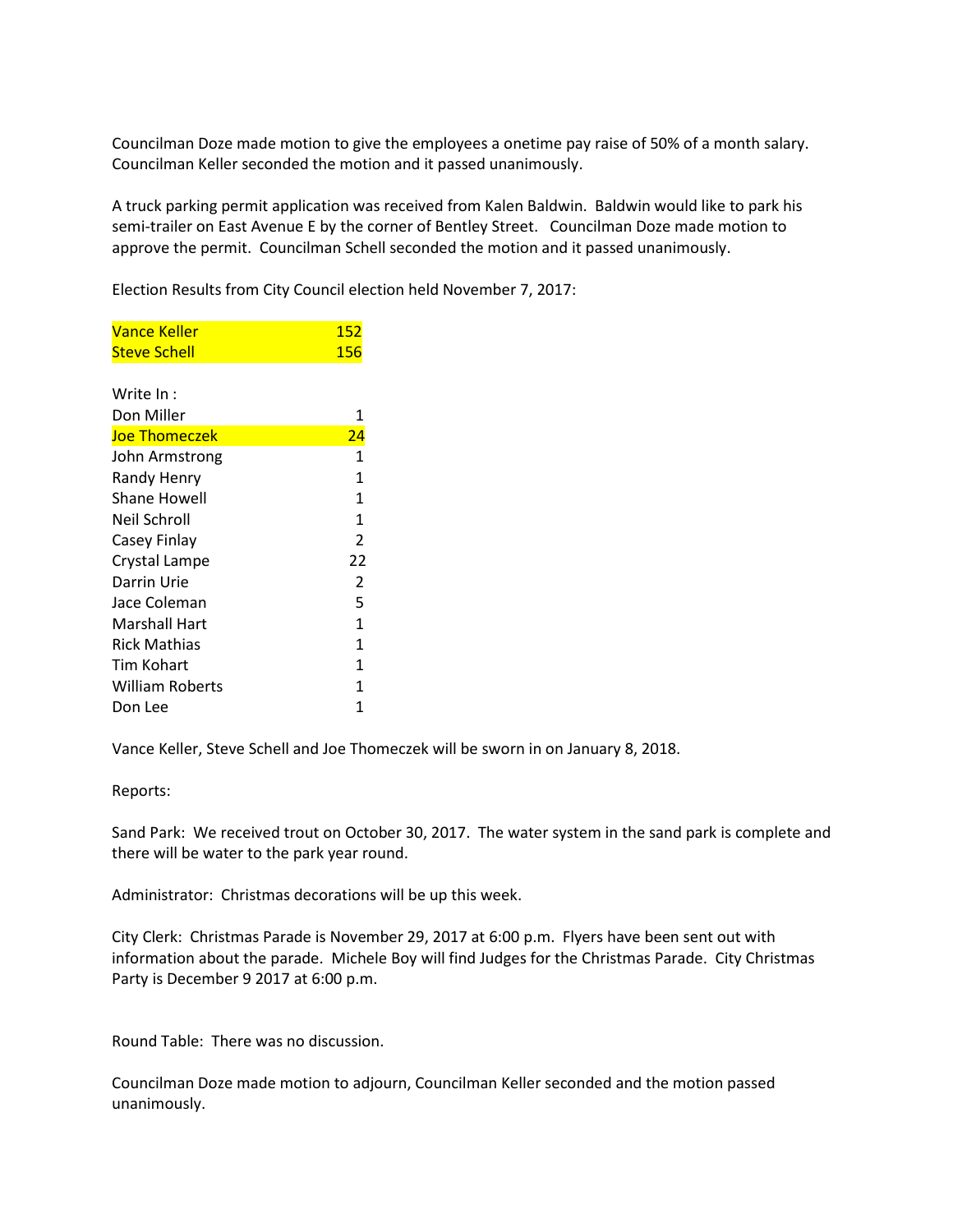Councilman Doze made motion to give the employees a onetime pay raise of 50% of a month salary. Councilman Keller seconded the motion and it passed unanimously.

A truck parking permit application was received from Kalen Baldwin. Baldwin would like to park his semi-trailer on East Avenue E by the corner of Bentley Street. Councilman Doze made motion to approve the permit. Councilman Schell seconded the motion and it passed unanimously.

Election Results from City Council election held November 7, 2017:

| Candidate | Votes |
|---|---|
| Vance Keller | 152 |
| Steve Schell | 156 |

Write In :

| Candidate | Votes |
|---|---|
| Don Miller | 1 |
| Joe Thomeczek | 24 |
| John Armstrong | 1 |
| Randy Henry | 1 |
| Shane Howell | 1 |
| Neil Schroll | 1 |
| Casey Finlay | 2 |
| Crystal Lampe | 22 |
| Darrin Urie | 2 |
| Jace Coleman | 5 |
| Marshall Hart | 1 |
| Rick Mathias | 1 |
| Tim Kohart | 1 |
| William Roberts | 1 |
| Don Lee | 1 |

Vance Keller, Steve Schell and Joe Thomeczek will be sworn in on January 8, 2018.

Reports:

Sand Park: We received trout on October 30, 2017. The water system in the sand park is complete and there will be water to the park year round.

Administrator: Christmas decorations will be up this week.

City Clerk: Christmas Parade is November 29, 2017 at 6:00 p.m. Flyers have been sent out with information about the parade. Michele Boy will find Judges for the Christmas Parade. City Christmas Party is December 9 2017 at 6:00 p.m.

Round Table: There was no discussion.

Councilman Doze made motion to adjourn, Councilman Keller seconded and the motion passed unanimously.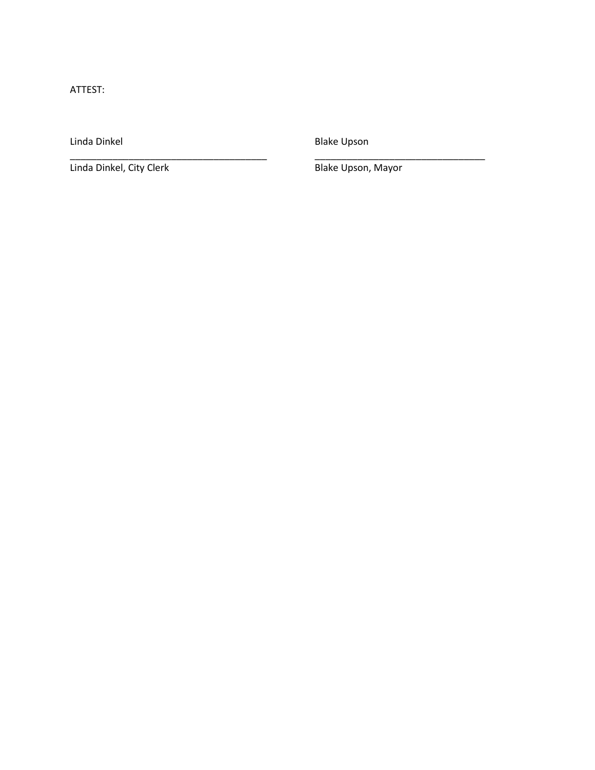ATTEST:

Linda Dinkel
______________________________________
Linda Dinkel, City Clerk

Blake Upson
_________________________________
Blake Upson, Mayor